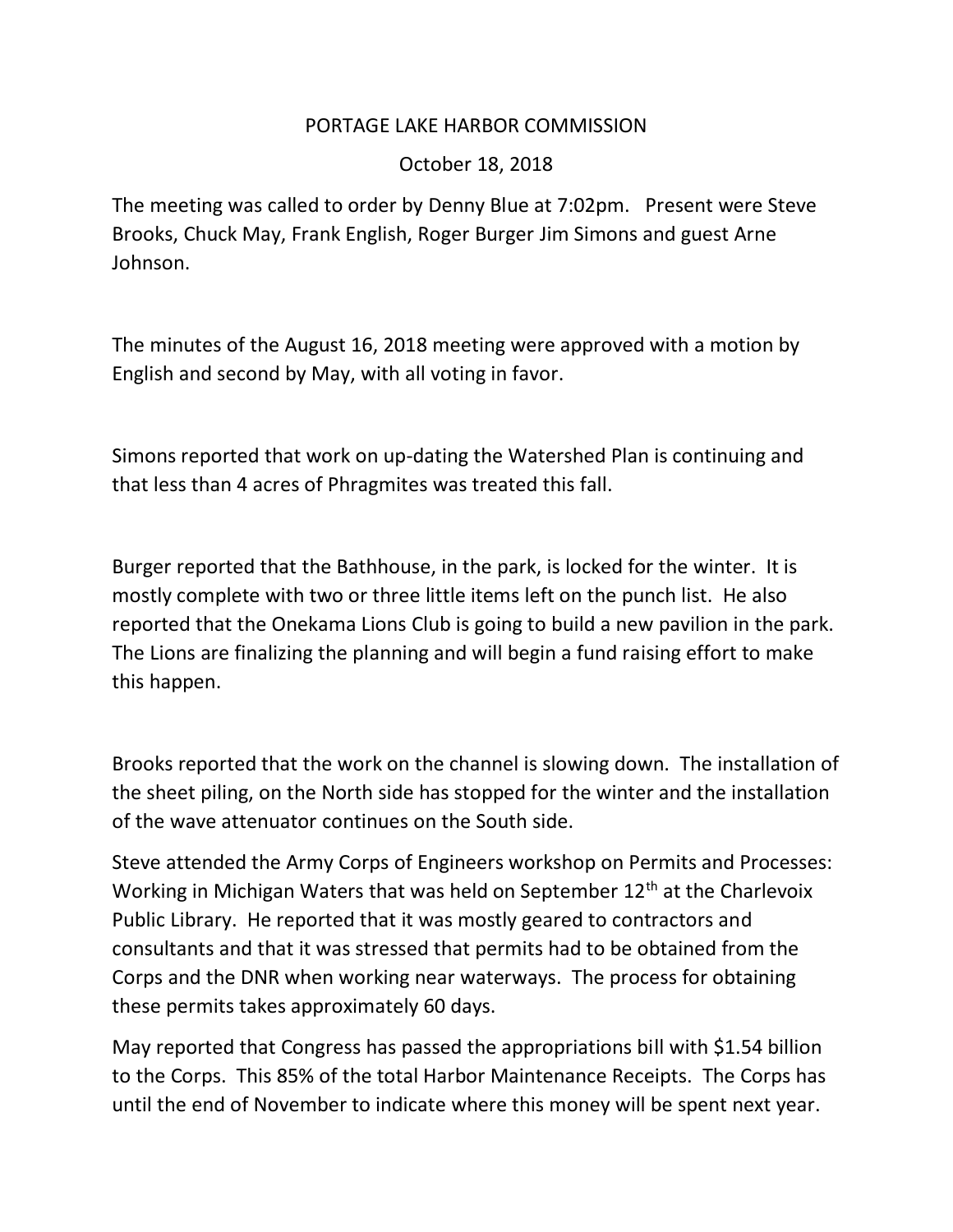# PORTAGE LAKE HARBOR COMMISSION

October 18, 2018

The meeting was called to order by Denny Blue at 7:02pm. Present were Steve Brooks, Chuck May, Frank English, Roger Burger Jim Simons and guest Arne Johnson.

The minutes of the August 16, 2018 meeting were approved with a motion by English and second by May, with all voting in favor.

Simons reported that work on up-dating the Watershed Plan is continuing and that less than 4 acres of Phragmites was treated this fall.

Burger reported that the Bathhouse, in the park, is locked for the winter. It is mostly complete with two or three little items left on the punch list. He also reported that the Onekama Lions Club is going to build a new pavilion in the park. The Lions are finalizing the planning and will begin a fund raising effort to make this happen.

Brooks reported that the work on the channel is slowing down. The installation of the sheet piling, on the North side has stopped for the winter and the installation of the wave attenuator continues on the South side.

Steve attended the Army Corps of Engineers workshop on Permits and Processes: Working in Michigan Waters that was held on September 12th at the Charlevoix Public Library. He reported that it was mostly geared to contractors and consultants and that it was stressed that permits had to be obtained from the Corps and the DNR when working near waterways. The process for obtaining these permits takes approximately 60 days.

May reported that Congress has passed the appropriations bill with $1.54 billion to the Corps. This 85% of the total Harbor Maintenance Receipts. The Corps has until the end of November to indicate where this money will be spent next year.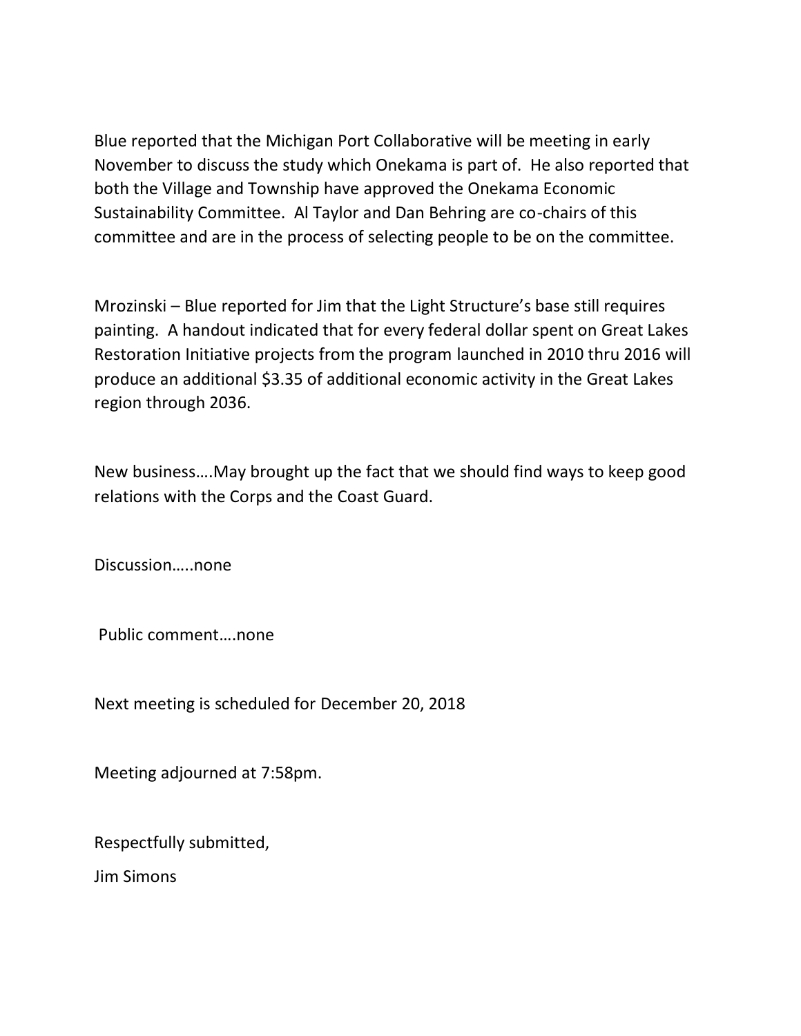Blue reported that the Michigan Port Collaborative will be meeting in early November to discuss the study which Onekama is part of. He also reported that both the Village and Township have approved the Onekama Economic Sustainability Committee. Al Taylor and Dan Behring are co-chairs of this committee and are in the process of selecting people to be on the committee.

Mrozinski – Blue reported for Jim that the Light Structure's base still requires painting. A handout indicated that for every federal dollar spent on Great Lakes Restoration Initiative projects from the program launched in 2010 thru 2016 will produce an additional $3.35 of additional economic activity in the Great Lakes region through 2036.

New business….May brought up the fact that we should find ways to keep good relations with the Corps and the Coast Guard.

Discussion…..none

Public comment….none

Next meeting is scheduled for December 20, 2018

Meeting adjourned at 7:58pm.

Respectfully submitted,

Jim Simons